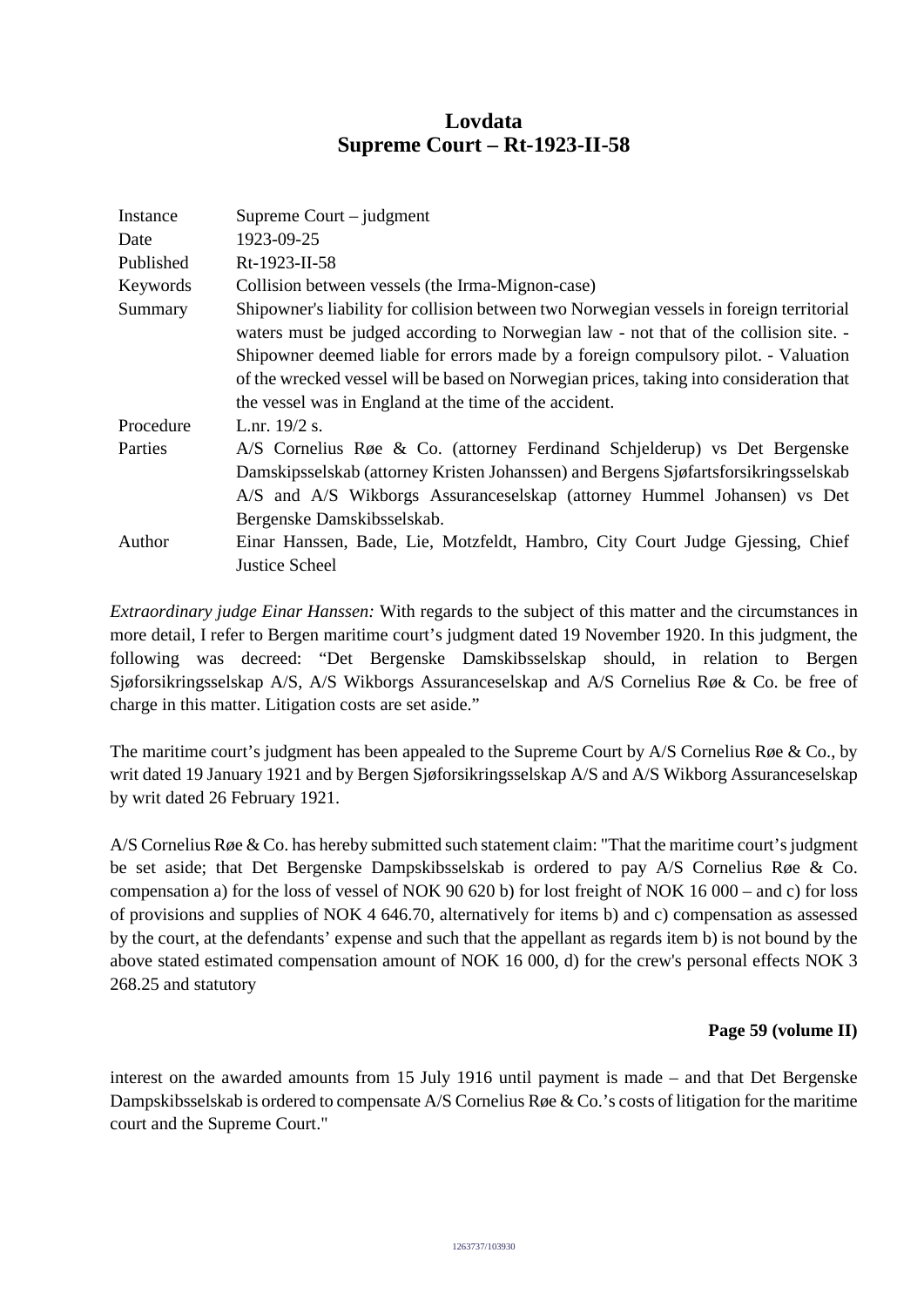# Lovdata
# Supreme Court – Rt-1923-II-58

| | |
|---|---|
| Instance | Supreme Court – judgment |
| Date | 1923-09-25 |
| Published | Rt-1923-II-58 |
| Keywords | Collision between vessels (the Irma-Mignon-case) |
| Summary | Shipowner's liability for collision between two Norwegian vessels in foreign territorial waters must be judged according to Norwegian law - not that of the collision site. - Shipowner deemed liable for errors made by a foreign compulsory pilot. - Valuation of the wrecked vessel will be based on Norwegian prices, taking into consideration that the vessel was in England at the time of the accident. |
| Procedure | L.nr. 19/2 s. |
| Parties | A/S Cornelius Røe & Co. (attorney Ferdinand Schjelderup) vs Det Bergenske Damskipsselskab (attorney Kristen Johanssen) and Bergens Sjøfartsforsikringsselskab A/S and A/S Wikborgs Assuranceselskap (attorney Hummel Johansen) vs Det Bergenske Damskibsselskab. |
| Author | Einar Hanssen, Bade, Lie, Motzfeldt, Hambro, City Court Judge Gjessing, Chief Justice Scheel |

*Extraordinary judge Einar Hanssen:* With regards to the subject of this matter and the circumstances in more detail, I refer to Bergen maritime court's judgment dated 19 November 1920. In this judgment, the following was decreed: "Det Bergenske Damskibsselskap should, in relation to Bergen Sjøforsikringsselskap A/S, A/S Wikborgs Assuranceselskap and A/S Cornelius Røe & Co. be free of charge in this matter. Litigation costs are set aside."

The maritime court's judgment has been appealed to the Supreme Court by A/S Cornelius Røe & Co., by writ dated 19 January 1921 and by Bergen Sjøforsikringsselskap A/S and A/S Wikborg Assuranceselskap by writ dated 26 February 1921.

A/S Cornelius Røe & Co. has hereby submitted such statement claim: "That the maritime court's judgment be set aside; that Det Bergenske Dampskibsselskab is ordered to pay A/S Cornelius Røe & Co. compensation a) for the loss of vessel of NOK 90 620 b) for lost freight of NOK 16 000 – and c) for loss of provisions and supplies of NOK 4 646.70, alternatively for items b) and c) compensation as assessed by the court, at the defendants' expense and such that the appellant as regards item b) is not bound by the above stated estimated compensation amount of NOK 16 000, d) for the crew's personal effects NOK 3 268.25 and statutory

**Page 59 (volume II)**

interest on the awarded amounts from 15 July 1916 until payment is made – and that Det Bergenske Dampskibsselskab is ordered to compensate A/S Cornelius Røe & Co.'s costs of litigation for the maritime court and the Supreme Court."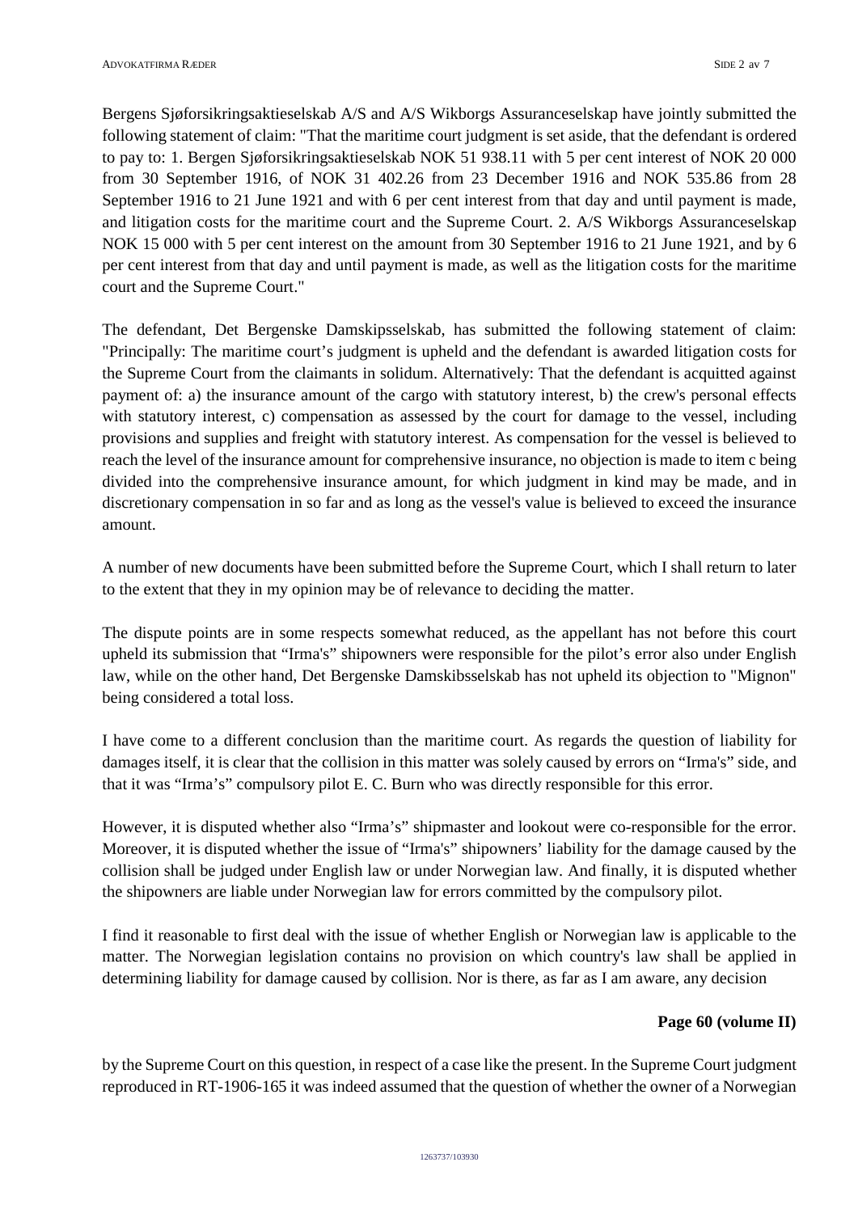Bergens Sjøforsikringsaktieselskab A/S and A/S Wikborgs Assuranceselskap have jointly submitted the following statement of claim: "That the maritime court judgment is set aside, that the defendant is ordered to pay to: 1. Bergen Sjøforsikringsaktieselskab NOK 51 938.11 with 5 per cent interest of NOK 20 000 from 30 September 1916, of NOK 31 402.26 from 23 December 1916 and NOK 535.86 from 28 September 1916 to 21 June 1921 and with 6 per cent interest from that day and until payment is made, and litigation costs for the maritime court and the Supreme Court. 2. A/S Wikborgs Assuranceselskap NOK 15 000 with 5 per cent interest on the amount from 30 September 1916 to 21 June 1921, and by 6 per cent interest from that day and until payment is made, as well as the litigation costs for the maritime court and the Supreme Court."

The defendant, Det Bergenske Damskipsselskab, has submitted the following statement of claim: "Principally: The maritime court's judgment is upheld and the defendant is awarded litigation costs for the Supreme Court from the claimants in solidum. Alternatively: That the defendant is acquitted against payment of: a) the insurance amount of the cargo with statutory interest, b) the crew's personal effects with statutory interest, c) compensation as assessed by the court for damage to the vessel, including provisions and supplies and freight with statutory interest. As compensation for the vessel is believed to reach the level of the insurance amount for comprehensive insurance, no objection is made to item c being divided into the comprehensive insurance amount, for which judgment in kind may be made, and in discretionary compensation in so far and as long as the vessel's value is believed to exceed the insurance amount.

A number of new documents have been submitted before the Supreme Court, which I shall return to later to the extent that they in my opinion may be of relevance to deciding the matter.

The dispute points are in some respects somewhat reduced, as the appellant has not before this court upheld its submission that "Irma's" shipowners were responsible for the pilot's error also under English law, while on the other hand, Det Bergenske Damskibsselskab has not upheld its objection to "Mignon" being considered a total loss.

I have come to a different conclusion than the maritime court. As regards the question of liability for damages itself, it is clear that the collision in this matter was solely caused by errors on "Irma's" side, and that it was "Irma's" compulsory pilot E. C. Burn who was directly responsible for this error.

However, it is disputed whether also "Irma's" shipmaster and lookout were co-responsible for the error. Moreover, it is disputed whether the issue of "Irma's" shipowners' liability for the damage caused by the collision shall be judged under English law or under Norwegian law. And finally, it is disputed whether the shipowners are liable under Norwegian law for errors committed by the compulsory pilot.

I find it reasonable to first deal with the issue of whether English or Norwegian law is applicable to the matter. The Norwegian legislation contains no provision on which country's law shall be applied in determining liability for damage caused by collision. Nor is there, as far as I am aware, any decision

**Page 60 (volume II)**

by the Supreme Court on this question, in respect of a case like the present. In the Supreme Court judgment reproduced in RT-1906-165 it was indeed assumed that the question of whether the owner of a Norwegian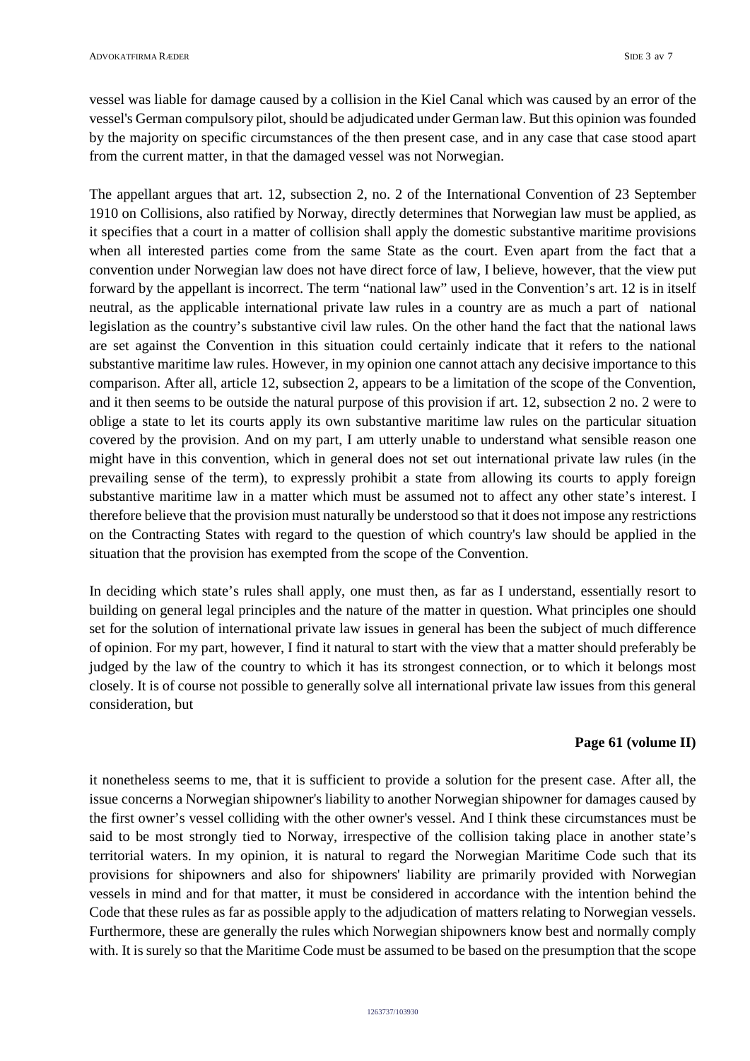vessel was liable for damage caused by a collision in the Kiel Canal which was caused by an error of the vessel's German compulsory pilot, should be adjudicated under German law. But this opinion was founded by the majority on specific circumstances of the then present case, and in any case that case stood apart from the current matter, in that the damaged vessel was not Norwegian.

The appellant argues that art. 12, subsection 2, no. 2 of the International Convention of 23 September 1910 on Collisions, also ratified by Norway, directly determines that Norwegian law must be applied, as it specifies that a court in a matter of collision shall apply the domestic substantive maritime provisions when all interested parties come from the same State as the court. Even apart from the fact that a convention under Norwegian law does not have direct force of law, I believe, however, that the view put forward by the appellant is incorrect. The term "national law" used in the Convention's art. 12 is in itself neutral, as the applicable international private law rules in a country are as much a part of national legislation as the country's substantive civil law rules. On the other hand the fact that the national laws are set against the Convention in this situation could certainly indicate that it refers to the national substantive maritime law rules. However, in my opinion one cannot attach any decisive importance to this comparison. After all, article 12, subsection 2, appears to be a limitation of the scope of the Convention, and it then seems to be outside the natural purpose of this provision if art. 12, subsection 2 no. 2 were to oblige a state to let its courts apply its own substantive maritime law rules on the particular situation covered by the provision. And on my part, I am utterly unable to understand what sensible reason one might have in this convention, which in general does not set out international private law rules (in the prevailing sense of the term), to expressly prohibit a state from allowing its courts to apply foreign substantive maritime law in a matter which must be assumed not to affect any other state's interest. I therefore believe that the provision must naturally be understood so that it does not impose any restrictions on the Contracting States with regard to the question of which country's law should be applied in the situation that the provision has exempted from the scope of the Convention.

In deciding which state's rules shall apply, one must then, as far as I understand, essentially resort to building on general legal principles and the nature of the matter in question. What principles one should set for the solution of international private law issues in general has been the subject of much difference of opinion. For my part, however, I find it natural to start with the view that a matter should preferably be judged by the law of the country to which it has its strongest connection, or to which it belongs most closely. It is of course not possible to generally solve all international private law issues from this general consideration, but

**Page 61 (volume II)**

it nonetheless seems to me, that it is sufficient to provide a solution for the present case. After all, the issue concerns a Norwegian shipowner's liability to another Norwegian shipowner for damages caused by the first owner's vessel colliding with the other owner's vessel. And I think these circumstances must be said to be most strongly tied to Norway, irrespective of the collision taking place in another state's territorial waters. In my opinion, it is natural to regard the Norwegian Maritime Code such that its provisions for shipowners and also for shipowners' liability are primarily provided with Norwegian vessels in mind and for that matter, it must be considered in accordance with the intention behind the Code that these rules as far as possible apply to the adjudication of matters relating to Norwegian vessels. Furthermore, these are generally the rules which Norwegian shipowners know best and normally comply with. It is surely so that the Maritime Code must be assumed to be based on the presumption that the scope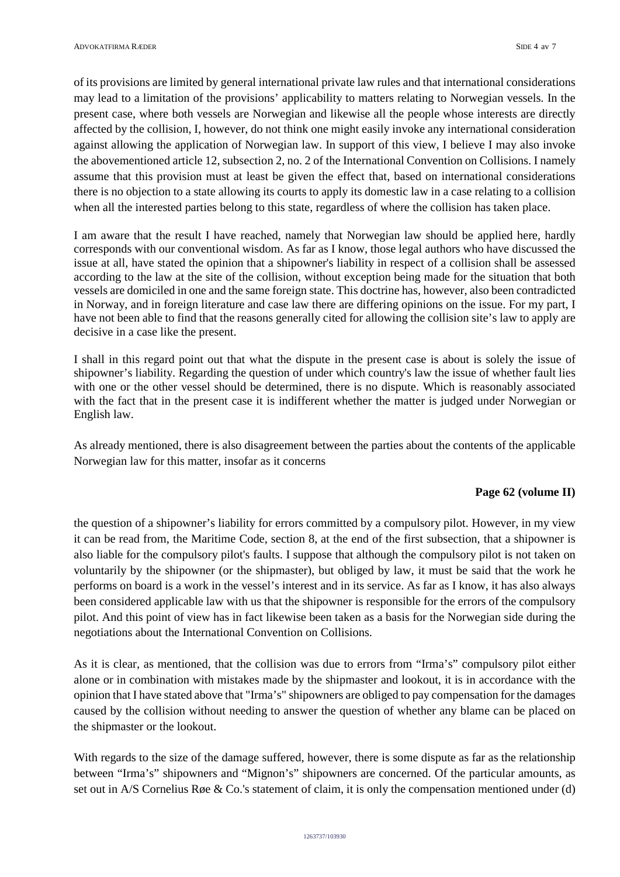of its provisions are limited by general international private law rules and that international considerations may lead to a limitation of the provisions' applicability to matters relating to Norwegian vessels. In the present case, where both vessels are Norwegian and likewise all the people whose interests are directly affected by the collision, I, however, do not think one might easily invoke any international consideration against allowing the application of Norwegian law. In support of this view, I believe I may also invoke the abovementioned article 12, subsection 2, no. 2 of the International Convention on Collisions. I namely assume that this provision must at least be given the effect that, based on international considerations there is no objection to a state allowing its courts to apply its domestic law in a case relating to a collision when all the interested parties belong to this state, regardless of where the collision has taken place.

I am aware that the result I have reached, namely that Norwegian law should be applied here, hardly corresponds with our conventional wisdom. As far as I know, those legal authors who have discussed the issue at all, have stated the opinion that a shipowner's liability in respect of a collision shall be assessed according to the law at the site of the collision, without exception being made for the situation that both vessels are domiciled in one and the same foreign state. This doctrine has, however, also been contradicted in Norway, and in foreign literature and case law there are differing opinions on the issue. For my part, I have not been able to find that the reasons generally cited for allowing the collision site's law to apply are decisive in a case like the present.

I shall in this regard point out that what the dispute in the present case is about is solely the issue of shipowner's liability. Regarding the question of under which country's law the issue of whether fault lies with one or the other vessel should be determined, there is no dispute. Which is reasonably associated with the fact that in the present case it is indifferent whether the matter is judged under Norwegian or English law.

As already mentioned, there is also disagreement between the parties about the contents of the applicable Norwegian law for this matter, insofar as it concerns

**Page 62 (volume II)**

the question of a shipowner's liability for errors committed by a compulsory pilot. However, in my view it can be read from, the Maritime Code, section 8, at the end of the first subsection, that a shipowner is also liable for the compulsory pilot's faults. I suppose that although the compulsory pilot is not taken on voluntarily by the shipowner (or the shipmaster), but obliged by law, it must be said that the work he performs on board is a work in the vessel's interest and in its service. As far as I know, it has also always been considered applicable law with us that the shipowner is responsible for the errors of the compulsory pilot. And this point of view has in fact likewise been taken as a basis for the Norwegian side during the negotiations about the International Convention on Collisions.

As it is clear, as mentioned, that the collision was due to errors from "Irma's" compulsory pilot either alone or in combination with mistakes made by the shipmaster and lookout, it is in accordance with the opinion that I have stated above that "Irma's" shipowners are obliged to pay compensation for the damages caused by the collision without needing to answer the question of whether any blame can be placed on the shipmaster or the lookout.

With regards to the size of the damage suffered, however, there is some dispute as far as the relationship between "Irma's" shipowners and "Mignon's" shipowners are concerned. Of the particular amounts, as set out in A/S Cornelius Røe & Co.'s statement of claim, it is only the compensation mentioned under (d)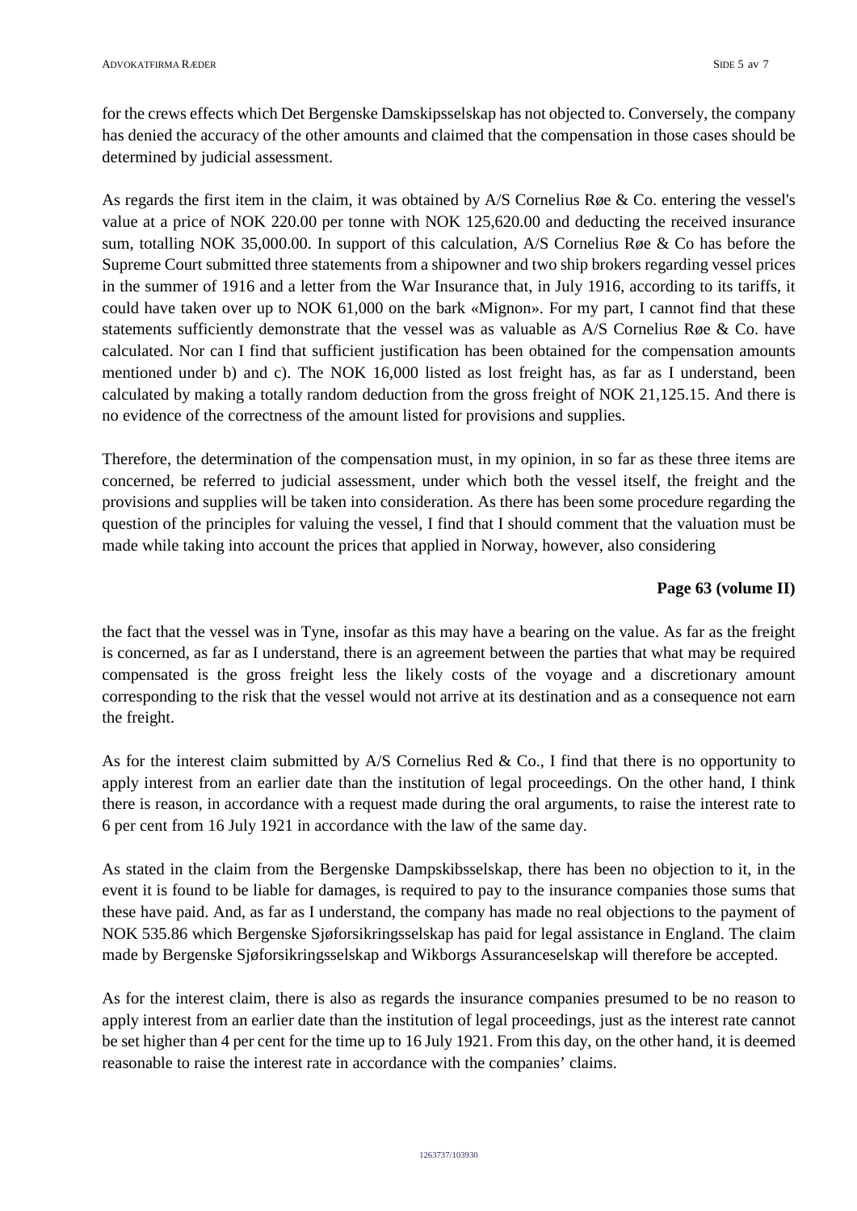for the crews effects which Det Bergenske Damskipsselskap has not objected to. Conversely, the company has denied the accuracy of the other amounts and claimed that the compensation in those cases should be determined by judicial assessment.

As regards the first item in the claim, it was obtained by A/S Cornelius Røe & Co. entering the vessel's value at a price of NOK 220.00 per tonne with NOK 125,620.00 and deducting the received insurance sum, totalling NOK 35,000.00. In support of this calculation, A/S Cornelius Røe & Co has before the Supreme Court submitted three statements from a shipowner and two ship brokers regarding vessel prices in the summer of 1916 and a letter from the War Insurance that, in July 1916, according to its tariffs, it could have taken over up to NOK 61,000 on the bark «Mignon». For my part, I cannot find that these statements sufficiently demonstrate that the vessel was as valuable as A/S Cornelius Røe & Co. have calculated. Nor can I find that sufficient justification has been obtained for the compensation amounts mentioned under b) and c). The NOK 16,000 listed as lost freight has, as far as I understand, been calculated by making a totally random deduction from the gross freight of NOK 21,125.15. And there is no evidence of the correctness of the amount listed for provisions and supplies.

Therefore, the determination of the compensation must, in my opinion, in so far as these three items are concerned, be referred to judicial assessment, under which both the vessel itself, the freight and the provisions and supplies will be taken into consideration. As there has been some procedure regarding the question of the principles for valuing the vessel, I find that I should comment that the valuation must be made while taking into account the prices that applied in Norway, however, also considering

**Page 63 (volume II)**

the fact that the vessel was in Tyne, insofar as this may have a bearing on the value. As far as the freight is concerned, as far as I understand, there is an agreement between the parties that what may be required compensated is the gross freight less the likely costs of the voyage and a discretionary amount corresponding to the risk that the vessel would not arrive at its destination and as a consequence not earn the freight.

As for the interest claim submitted by A/S Cornelius Red & Co., I find that there is no opportunity to apply interest from an earlier date than the institution of legal proceedings. On the other hand, I think there is reason, in accordance with a request made during the oral arguments, to raise the interest rate to 6 per cent from 16 July 1921 in accordance with the law of the same day.

As stated in the claim from the Bergenske Dampskibsselskap, there has been no objection to it, in the event it is found to be liable for damages, is required to pay to the insurance companies those sums that these have paid. And, as far as I understand, the company has made no real objections to the payment of NOK 535.86 which Bergenske Sjøforsikringsselskap has paid for legal assistance in England. The claim made by Bergenske Sjøforsikringsselskap and Wikborgs Assuranceselskap will therefore be accepted.

As for the interest claim, there is also as regards the insurance companies presumed to be no reason to apply interest from an earlier date than the institution of legal proceedings, just as the interest rate cannot be set higher than 4 per cent for the time up to 16 July 1921. From this day, on the other hand, it is deemed reasonable to raise the interest rate in accordance with the companies' claims.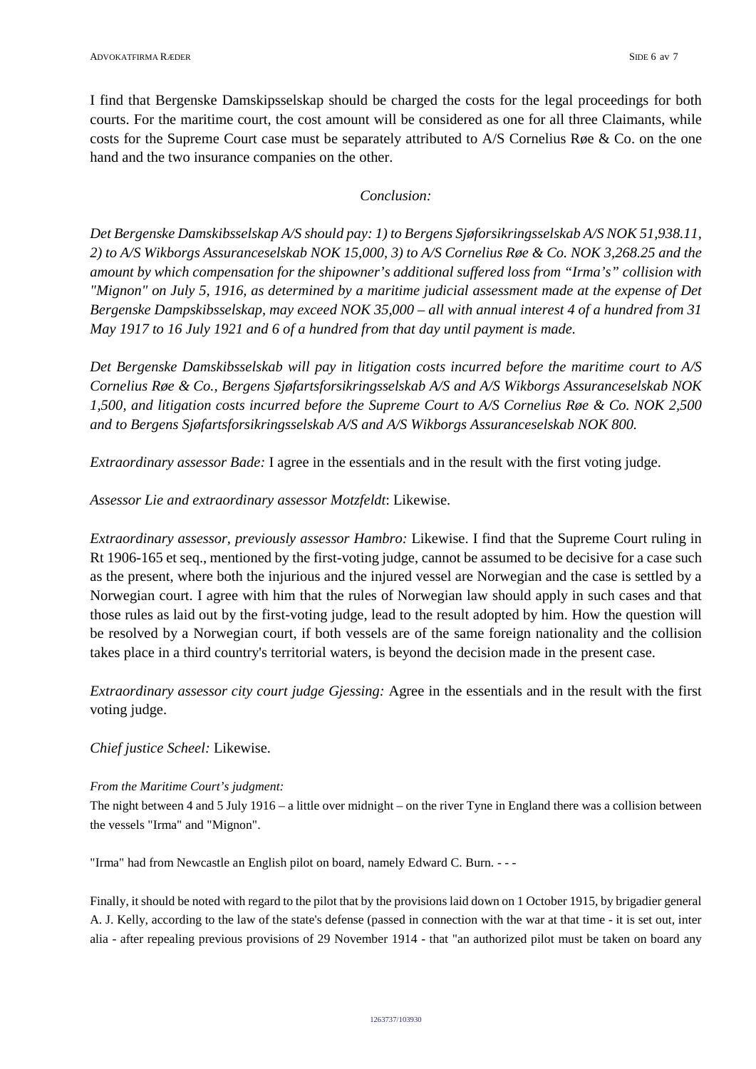I find that Bergenske Damskipsselskap should be charged the costs for the legal proceedings for both courts. For the maritime court, the cost amount will be considered as one for all three Claimants, while costs for the Supreme Court case must be separately attributed to A/S Cornelius Røe & Co. on the one hand and the two insurance companies on the other.

*Conclusion:*

*Det Bergenske Damskibsselskap A/S should pay: 1) to Bergens Sjøforsikringsselskab A/S NOK 51,938.11, 2) to A/S Wikborgs Assuranceselskab NOK 15,000, 3) to A/S Cornelius Røe & Co. NOK 3,268.25 and the amount by which compensation for the shipowner's additional suffered loss from "Irma's" collision with "Mignon" on July 5, 1916, as determined by a maritime judicial assessment made at the expense of Det Bergenske Dampskibsselskap, may exceed NOK 35,000 – all with annual interest 4 of a hundred from 31 May 1917 to 16 July 1921 and 6 of a hundred from that day until payment is made.*

*Det Bergenske Damskibsselskab will pay in litigation costs incurred before the maritime court to A/S Cornelius Røe & Co., Bergens Sjøfartsforsikringsselskab A/S and A/S Wikborgs Assuranceselskab NOK 1,500, and litigation costs incurred before the Supreme Court to A/S Cornelius Røe & Co. NOK 2,500 and to Bergens Sjøfartsforsikringsselskab A/S and A/S Wikborgs Assuranceselskab NOK 800.*

*Extraordinary assessor Bade:* I agree in the essentials and in the result with the first voting judge.

*Assessor Lie and extraordinary assessor Motzfeldt*: Likewise.

*Extraordinary assessor, previously assessor Hambro:* Likewise. I find that the Supreme Court ruling in Rt 1906-165 et seq., mentioned by the first-voting judge, cannot be assumed to be decisive for a case such as the present, where both the injurious and the injured vessel are Norwegian and the case is settled by a Norwegian court. I agree with him that the rules of Norwegian law should apply in such cases and that those rules as laid out by the first-voting judge, lead to the result adopted by him. How the question will be resolved by a Norwegian court, if both vessels are of the same foreign nationality and the collision takes place in a third country's territorial waters, is beyond the decision made in the present case.

*Extraordinary assessor city court judge Gjessing:* Agree in the essentials and in the result with the first voting judge.

*Chief justice Scheel:* Likewise.

*From the Maritime Court's judgment:*

The night between 4 and 5 July 1916 – a little over midnight – on the river Tyne in England there was a collision between the vessels "Irma" and "Mignon".

"Irma" had from Newcastle an English pilot on board, namely Edward C. Burn. - - -

Finally, it should be noted with regard to the pilot that by the provisions laid down on 1 October 1915, by brigadier general A. J. Kelly, according to the law of the state's defense (passed in connection with the war at that time - it is set out, inter alia - after repealing previous provisions of 29 November 1914 - that "an authorized pilot must be taken on board any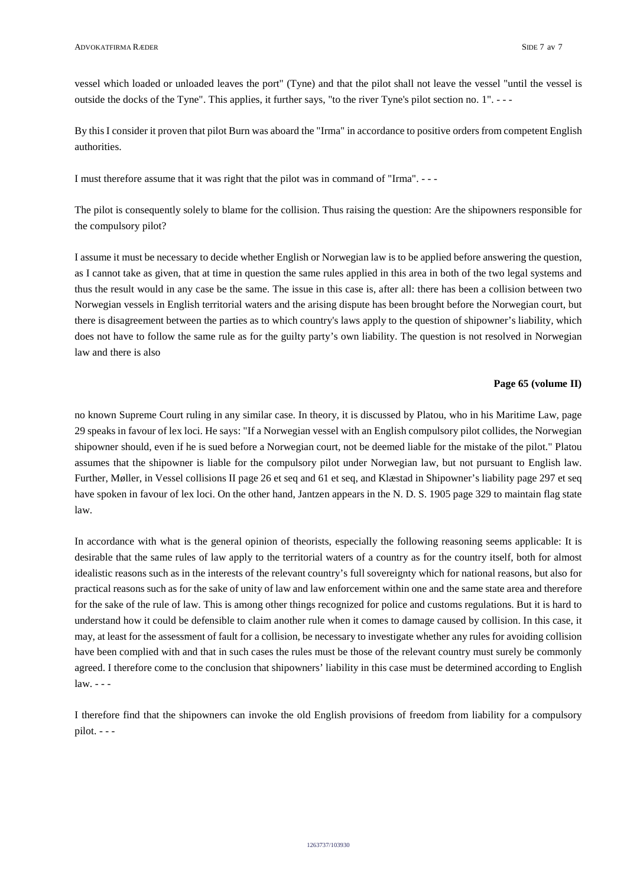vessel which loaded or unloaded leaves the port" (Tyne) and that the pilot shall not leave the vessel "until the vessel is outside the docks of the Tyne". This applies, it further says, "to the river Tyne's pilot section no. 1". - - -

By this I consider it proven that pilot Burn was aboard the "Irma" in accordance to positive orders from competent English authorities.

I must therefore assume that it was right that the pilot was in command of "Irma". - - -

The pilot is consequently solely to blame for the collision. Thus raising the question: Are the shipowners responsible for the compulsory pilot?

I assume it must be necessary to decide whether English or Norwegian law is to be applied before answering the question, as I cannot take as given, that at time in question the same rules applied in this area in both of the two legal systems and thus the result would in any case be the same. The issue in this case is, after all: there has been a collision between two Norwegian vessels in English territorial waters and the arising dispute has been brought before the Norwegian court, but there is disagreement between the parties as to which country's laws apply to the question of shipowner's liability, which does not have to follow the same rule as for the guilty party's own liability. The question is not resolved in Norwegian law and there is also

**Page 65 (volume II)**

no known Supreme Court ruling in any similar case. In theory, it is discussed by Platou, who in his Maritime Law, page 29 speaks in favour of lex loci. He says: "If a Norwegian vessel with an English compulsory pilot collides, the Norwegian shipowner should, even if he is sued before a Norwegian court, not be deemed liable for the mistake of the pilot." Platou assumes that the shipowner is liable for the compulsory pilot under Norwegian law, but not pursuant to English law. Further, Møller, in Vessel collisions II page 26 et seq and 61 et seq, and Klæstad in Shipowner's liability page 297 et seq have spoken in favour of lex loci. On the other hand, Jantzen appears in the N. D. S. 1905 page 329 to maintain flag state law.

In accordance with what is the general opinion of theorists, especially the following reasoning seems applicable: It is desirable that the same rules of law apply to the territorial waters of a country as for the country itself, both for almost idealistic reasons such as in the interests of the relevant country's full sovereignty which for national reasons, but also for practical reasons such as for the sake of unity of law and law enforcement within one and the same state area and therefore for the sake of the rule of law. This is among other things recognized for police and customs regulations. But it is hard to understand how it could be defensible to claim another rule when it comes to damage caused by collision. In this case, it may, at least for the assessment of fault for a collision, be necessary to investigate whether any rules for avoiding collision have been complied with and that in such cases the rules must be those of the relevant country must surely be commonly agreed. I therefore come to the conclusion that shipowners' liability in this case must be determined according to English law. - - -

I therefore find that the shipowners can invoke the old English provisions of freedom from liability for a compulsory pilot. - - -